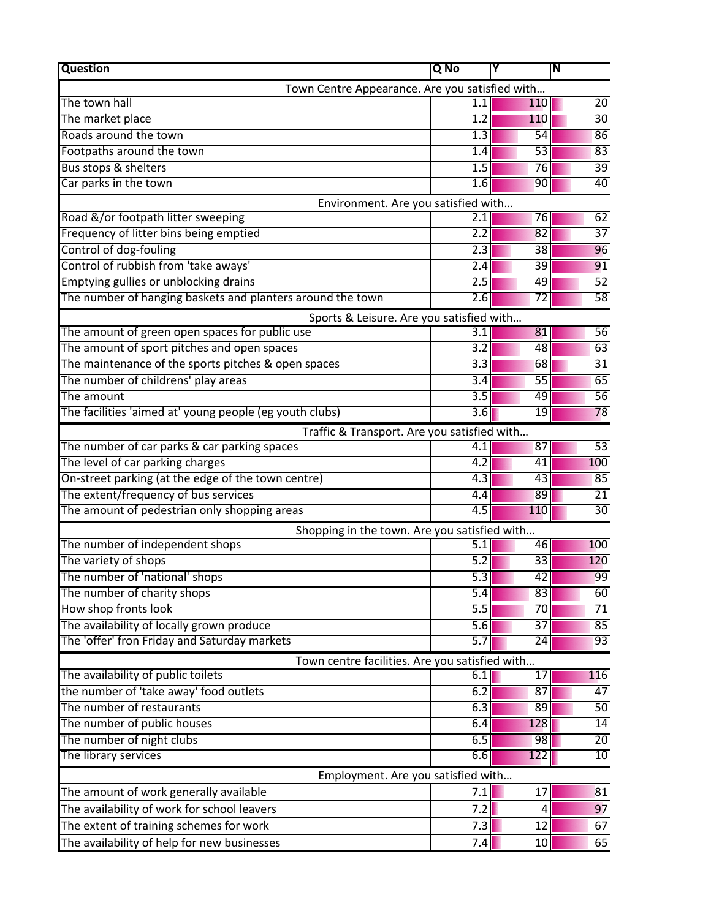| Question | Q No | Y | N |
|---|---|---|---|
| Town Centre Appearance. Are you satisfied with… | | | |
| The town hall | 1.1 | 110 | 20 |
| The market place | 1.2 | 110 | 30 |
| Roads around the town | 1.3 | 54 | 86 |
| Footpaths around the town | 1.4 | 53 | 83 |
| Bus stops & shelters | 1.5 | 76 | 39 |
| Car parks in the town | 1.6 | 90 | 40 |
| Environment. Are you satisfied with… | | | |
| Road &/or footpath litter sweeping | 2.1 | 76 | 62 |
| Frequency of litter bins being emptied | 2.2 | 82 | 37 |
| Control of dog-fouling | 2.3 | 38 | 96 |
| Control of rubbish from 'take aways' | 2.4 | 39 | 91 |
| Emptying gullies or unblocking drains | 2.5 | 49 | 52 |
| The number of hanging baskets and planters around the town | 2.6 | 72 | 58 |
| Sports & Leisure. Are you satisfied with… | | | |
| The amount of green open spaces for public use | 3.1 | 81 | 56 |
| The amount of sport pitches and open spaces | 3.2 | 48 | 63 |
| The maintenance of the sports pitches & open spaces | 3.3 | 68 | 31 |
| The number of childrens' play areas | 3.4 | 55 | 65 |
| The amount | 3.5 | 49 | 56 |
| The facilities 'aimed at' young people (eg youth clubs) | 3.6 | 19 | 78 |
| Traffic & Transport. Are you satisfied with… | | | |
| The number of car parks & car parking spaces | 4.1 | 87 | 53 |
| The level of car parking charges | 4.2 | 41 | 100 |
| On-street parking (at the edge of the town centre) | 4.3 | 43 | 85 |
| The extent/frequency of bus services | 4.4 | 89 | 21 |
| The amount of pedestrian only shopping areas | 4.5 | 110 | 30 |
| Shopping in the town. Are you satisfied with… | | | |
| The number of independent shops | 5.1 | 46 | 100 |
| The variety of shops | 5.2 | 33 | 120 |
| The number of 'national' shops | 5.3 | 42 | 99 |
| The number of charity shops | 5.4 | 83 | 60 |
| How shop fronts look | 5.5 | 70 | 71 |
| The availability of locally grown produce | 5.6 | 37 | 85 |
| The 'offer' fron Friday and Saturday markets | 5.7 | 24 | 93 |
| Town centre facilities. Are you satisfied with… | | | |
| The availability of public toilets | 6.1 | 17 | 116 |
| the number of 'take away' food outlets | 6.2 | 87 | 47 |
| The number of restaurants | 6.3 | 89 | 50 |
| The number of public houses | 6.4 | 128 | 14 |
| The number of night clubs | 6.5 | 98 | 20 |
| The library services | 6.6 | 122 | 10 |
| Employment. Are you satisfied with… | | | |
| The amount of work generally available | 7.1 | 17 | 81 |
| The availability of work for school leavers | 7.2 | 4 | 97 |
| The extent of training schemes for work | 7.3 | 12 | 67 |
| The availability of help for new businesses | 7.4 | 10 | 65 |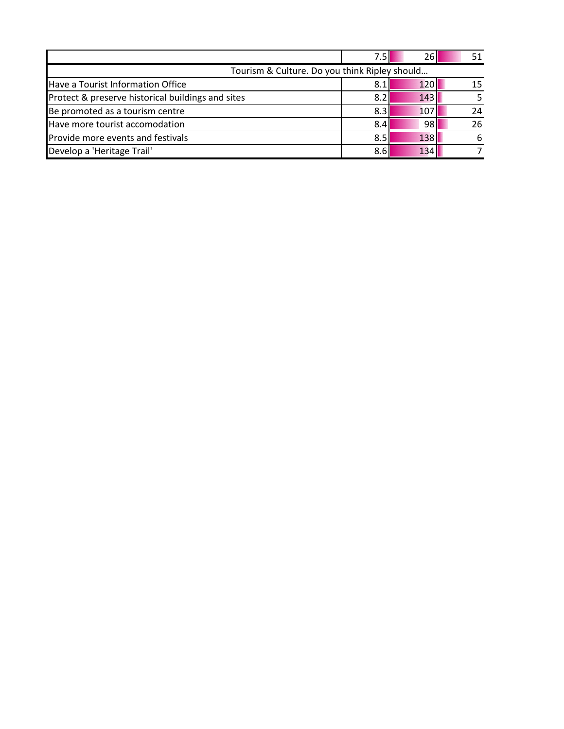| | | | |
|---|---|---|---|
| | 7.5 | 26 | 51 |
| Tourism & Culture. Do you think Ripley should… | | | |
| Have a Tourist Information Office | 8.1 | 120 | 15 |
| Protect & preserve historical buildings and sites | 8.2 | 143 | 5 |
| Be promoted as a tourism centre | 8.3 | 107 | 24 |
| Have more tourist accomodation | 8.4 | 98 | 26 |
| Provide more events and festivals | 8.5 | 138 | 6 |
| Develop a 'Heritage Trail' | 8.6 | 134 | 7 |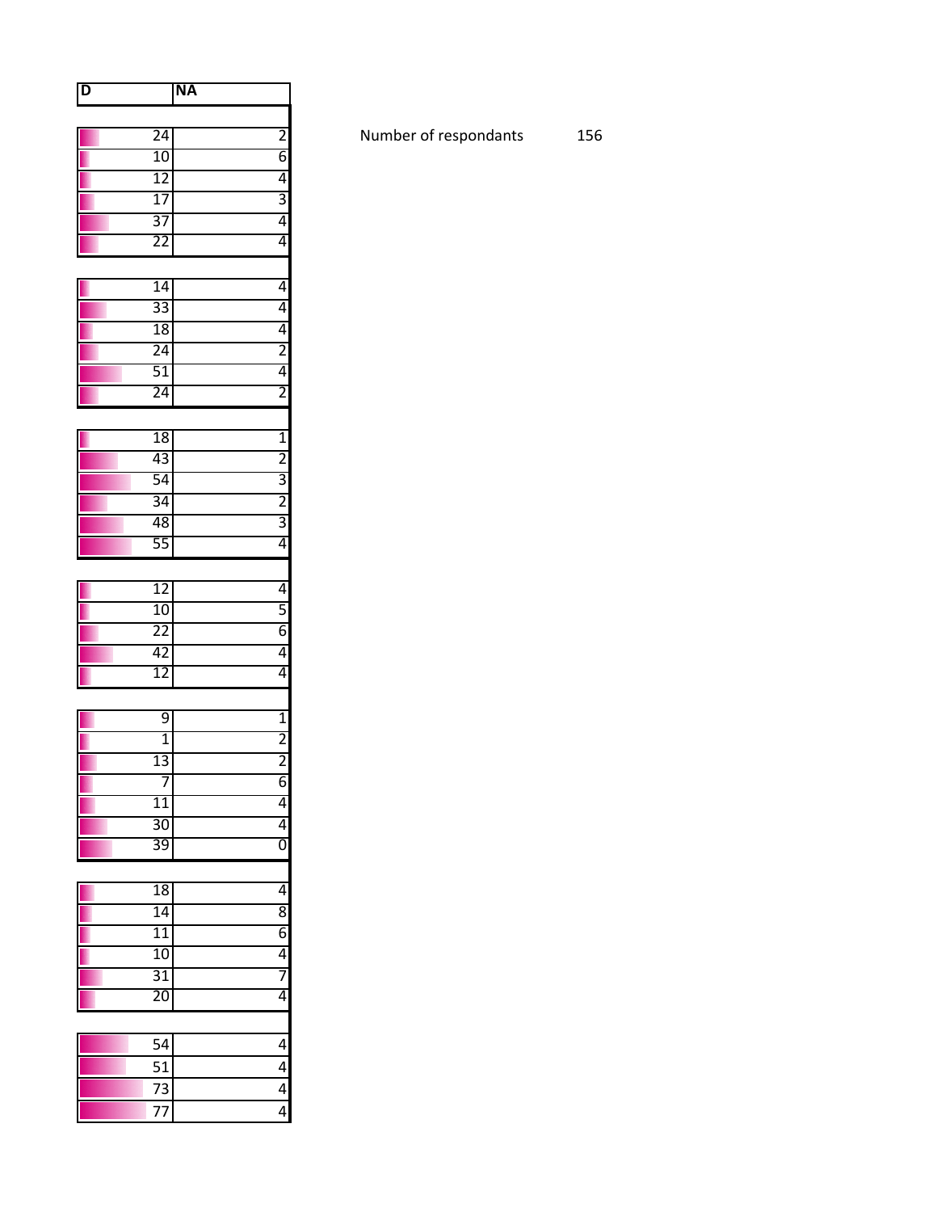| D | NA |
|---|---|
| | |
| 24 | 2 |
| 10 | 6 |
| 12 | 4 |
| 17 | 3 |
| 37 | 4 |
| 22 | 4 |
| | |
| 14 | 4 |
| 33 | 4 |
| 18 | 4 |
| 24 | 2 |
| 51 | 4 |
| 24 | 2 |
| | |
| 18 | 1 |
| 43 | 2 |
| 54 | 3 |
| 34 | 2 |
| 48 | 3 |
| 55 | 4 |
| | |
| 12 | 4 |
| 10 | 5 |
| 22 | 6 |
| 42 | 4 |
| 12 | 4 |
| | |
| 9 | 1 |
| 1 | 2 |
| 13 | 2 |
| 7 | 6 |
| 11 | 4 |
| 30 | 4 |
| 39 | 0 |
| | |
| 18 | 4 |
| 14 | 8 |
| 11 | 6 |
| 10 | 4 |
| 31 | 7 |
| 20 | 4 |
| | |
| 54 | 4 |
| 51 | 4 |
| 73 | 4 |
| 77 | 4 |

Number of respondants 156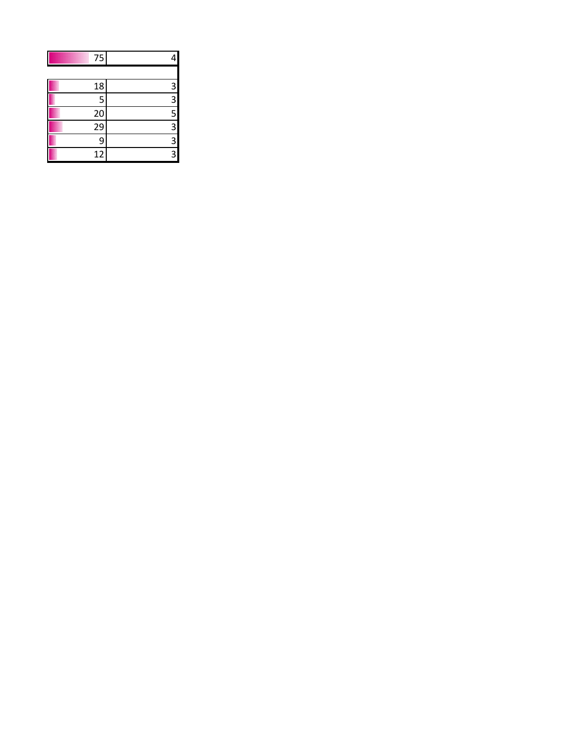| | |
|---|---|
| 75 | 4 |
| | |
| 18 | 3 |
| 5 | 3 |
| 20 | 5 |
| 29 | 3 |
| 9 | 3 |
| 12 | 3 |